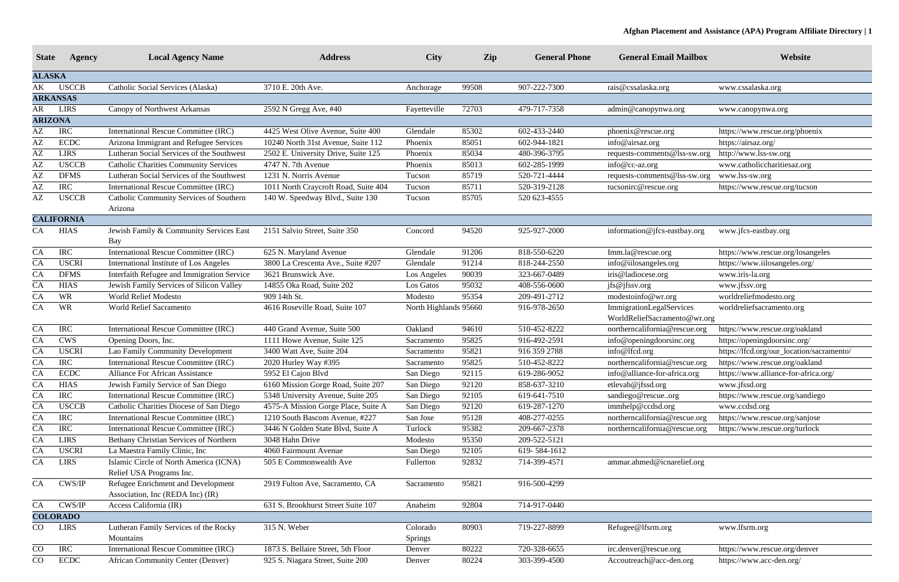# Afghan Placement and Assistance (APA) Program Affiliate Directory

| State | Agency | Local Agency Name | Address | City | Zip | General Phone | General Email Mailbox | Website |
|---|---|---|---|---|---|---|---|---|
| **ALASKA** | | | | | | | | |
| AK | USCCB | Catholic Social Services (Alaska) | 3710 E. 20th Ave. | Anchorage | 99508 | 907-222-7300 | rais@cssalaska.org | www.cssalaska.org |
| **ARKANSAS** | | | | | | | | |
| AR | LIRS | Canopy of Northwest Arkansas | 2592 N Gregg Ave, #40 | Fayetteville | 72703 | 479-717-7358 | admin@canopynwa.org | www.canopynwa.org |
| **ARIZONA** | | | | | | | | |
| AZ | IRC | International Rescue Committee (IRC) | 4425 West Olive Avenue, Suite 400 | Glendale | 85302 | 602-433-2440 | phoenix@rescue.org | https://www.rescue.org/phoenix |
| AZ | ECDC | Arizona Immigrant and Refugee Services | 10240 North 31st Avenue, Suite 112 | Phoenix | 85051 | 602-944-1821 | info@airsaz.org | https://airsaz.org/ |
| AZ | LIRS | Lutheran Social Services of the Southwest | 2502 E. University Drive, Suite 125 | Phoenix | 85034 | 480-396-3795 | requests-comments@lss-sw.org | http://www.lss-sw.org |
| AZ | USCCB | Catholic Charities Community Services | 4747 N. 7th Avenue | Phoenix | 85013 | 602-285-1999 | info@cc-az.org | www.catholiccharitiesaz.org |
| AZ | DFMS | Lutheran Social Services of the Southwest | 1231 N. Norris Avenue | Tucson | 85719 | 520-721-4444 | requests-comments@lss-sw.org | www.lss-sw.org |
| AZ | IRC | International Rescue Committee (IRC) | 1011 North Craycroft Road, Suite 404 | Tucson | 85711 | 520-319-2128 | tucsonirc@rescue.org | https://www.rescue.org/tucson |
| AZ | USCCB | Catholic Community Services of Southern Arizona | 140 W. Speedway Blvd., Suite 130 | Tucson | 85705 | 520 623-4555 | | |
| **CALIFORNIA** | | | | | | | | |
| CA | HIAS | Jewish Family & Community Services East Bay | 2151 Salvio Street, Suite 350 | Concord | 94520 | 925-927-2000 | information@jfcs-eastbay.org | www.jfcs-eastbay.org |
| CA | IRC | International Rescue Committee (IRC) | 625 N. Maryland Avenue | Glendale | 91206 | 818-550-6220 | Imm.la@rescue.org | https://www.rescue.org/losangeles |
| CA | USCRI | International Institute of Los Angeles | 3800 La Crescenta Ave., Suite #207 | Glendale | 91214 | 818-244-2550 | info@iilosangeles.org | https://www.iilosangeles.org/ |
| CA | DFMS | Interfaith Refugee and Immigration Service | 3621 Brunswick Ave. | Los Angeles | 90039 | 323-667-0489 | iris@ladiocese.org | www.iris-la.org |
| CA | HIAS | Jewish Family Services of Silicon Valley | 14855 Oka Road, Suite 202 | Los Gatos | 95032 | 408-556-0600 | jfs@jfssv.org | www.jfssv.org |
| CA | WR | World Relief Modesto | 909 14th St. | Modesto | 95354 | 209-491-2712 | modestoinfo@wr.org | worldreliefmodesto.org |
| CA | WR | World Relief Sacramento | 4616 Roseville Road, Suite 107 | North Highlands | 95660 | 916-978-2650 | ImmigrationLegalServices WorldReliefSacramento@wr.org | worldreliefsacramento.org |
| CA | IRC | International Rescue Committee (IRC) | 440 Grand Avenue, Suite 500 | Oakland | 94610 | 510-452-8222 | northerncalifornia@rescue.org | https://www.rescue.org/oakland |
| CA | CWS | Opening Doors, Inc. | 1111 Howe Avenue, Suite 125 | Sacramento | 95825 | 916-492-2591 | info@openingdoorsinc.org | https://openingdoorsinc.org/ |
| CA | USCRI | Lao Family Community Development | 3400 Watt Ave, Suite 204 | Sacramento | 95821 | 916 359 2788 | info@lfcd.org | https://lfcd.org/our_location/sacramento/ |
| CA | IRC | International Rescue Committee (IRC) | 2020 Hurley Way #395 | Sacramento | 95825 | 510-452-8222 | northerncalifornia@rescue.org | https://www.rescue.org/oakland |
| CA | ECDC | Alliance For African Assistance | 5952 El Cajon Blvd | San Diego | 92115 | 619-286-9052 | info@alliance-for-africa.org | https://www.alliance-for-africa.org/ |
| CA | HIAS | Jewish Family Service of San Diego | 6160 Mission Gorge Road, Suite 207 | San Diego | 92120 | 858-637-3210 | etlevab@jfssd.org | www.jfssd.org |
| CA | IRC | International Rescue Committee (IRC) | 5348 University Avenue, Suite 205 | San Diego | 92105 | 619-641-7510 | sandiego@rescue..org | https://www.rescue.org/sandiego |
| CA | USCCB | Catholic Charities Diocese of San Diego | 4575-A Mission Gorge Place, Suite A | San Diego | 92120 | 619-287-1270 | immhelp@ccdsd.org | www.ccdsd.org |
| CA | IRC | International Rescue Committee (IRC) | 1210 South Bascom Avenue, #227 | San Jose | 95128 | 408-277-0255 | northerncalifornia@rescue.org | https://www.rescue.org/sanjose |
| CA | IRC | International Rescue Committee (IRC) | 3446 N Golden State Blvd, Suite A | Turlock | 95382 | 209-667-2378 | northerncalifornia@rescue.org | https://www.rescue.org/turlock |
| CA | LIRS | Bethany Christian Services of Northern | 3048 Hahn Drive | Modesto | 95350 | 209-522-5121 | | |
| CA | USCRI | La Maestra Family Clinic, Inc | 4060 Fairmount Avenue | San Diego | 92105 | 619- 584-1612 | | |
| CA | LIRS | Islamic Circle of North America (ICNA) Relief USA Programs Inc. | 505 E Commonwealth Ave | Fullerton | 92832 | 714-399-4571 | ammar.ahmed@icnarelief.org | |
| CA | CWS/IP | Refugee Enrichment and Development Association, Inc (REDA Inc) (IR) | 2919 Fulton Ave, Sacramento, CA | Sacramento | 95821 | 916-500-4299 | | |
| CA | CWS/IP | Access California (IR) | 631 S. Brookhurst Street Suite 107 | Anaheim | 92804 | 714-917-0440 | | |
| **COLORADO** | | | | | | | | |
| CO | LIRS | Lutheran Family Services of the Rocky Mountains | 315 N. Weber | Colorado Springs | 80903 | 719-227-8899 | Refugee@lfsrm.org | www.lfsrm.org |
| CO | IRC | International Rescue Committee (IRC) | 1873 S. Bellaire Street, 5th Floor | Denver | 80222 | 720-328-6655 | irc.denver@rescue.org | https://www.rescue.org/denver |
| CO | ECDC | African Community Center (Denver) | 925 S. Niagara Street, Suite 200 | Denver | 80224 | 303-399-4500 | Accoutreach@acc-den.org | https://www.acc-den.org/ |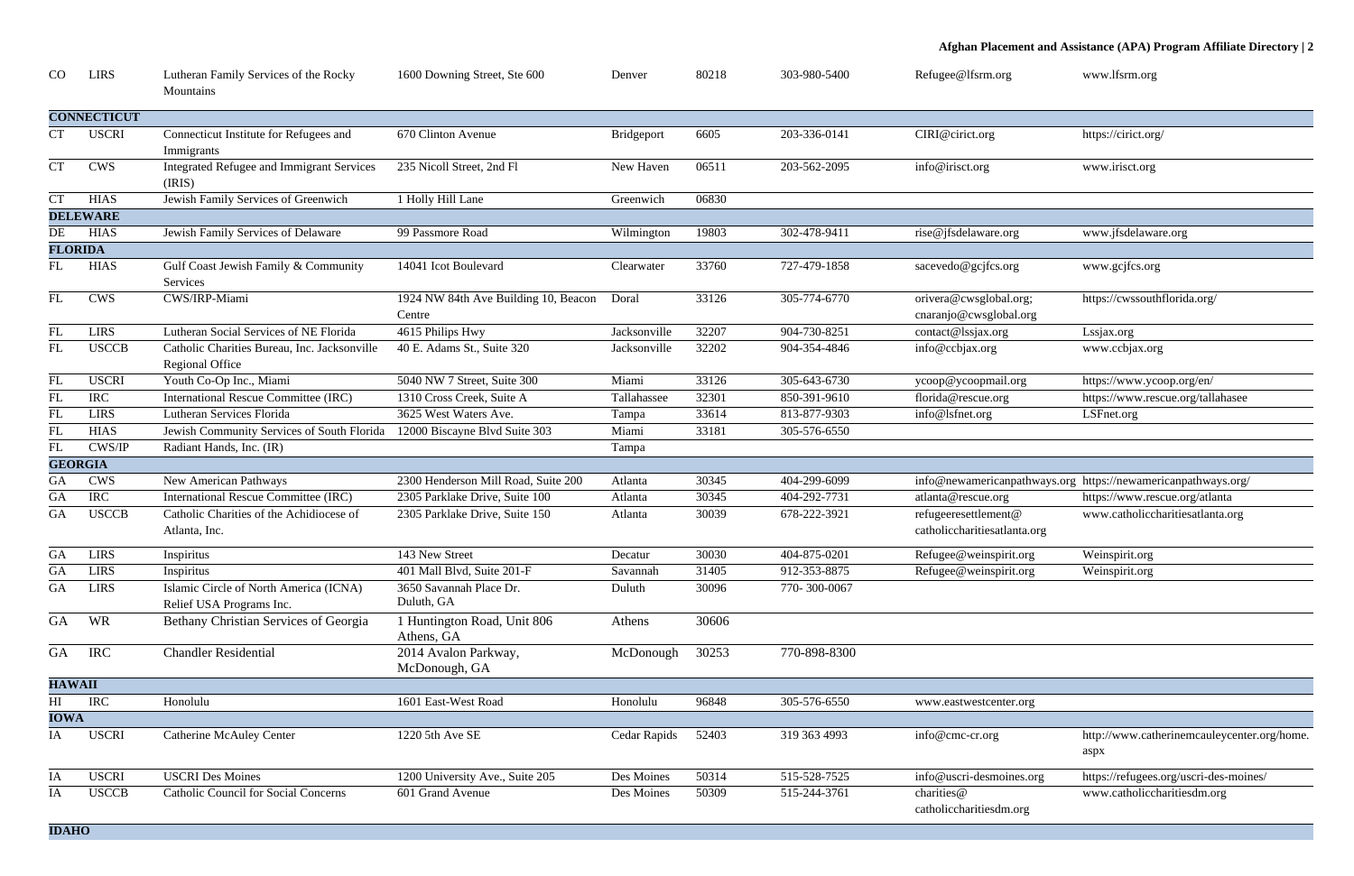| | | | | | | | | |
|---|---|---|---|---|---|---|---|---|
| CO | LIRS | Lutheran Family Services of the Rocky Mountains | 1600 Downing Street, Ste 600 | Denver | 80218 | 303-980-5400 | Refugee@lfsrm.org | www.lfsrm.org |
| **CONNECTICUT** | | | | | | | | |
| CT | USCRI | Connecticut Institute for Refugees and Immigrants | 670 Clinton Avenue | Bridgeport | 6605 | 203-336-0141 | CIRI@cirict.org | https://cirict.org/ |
| CT | CWS | Integrated Refugee and Immigrant Services (IRIS) | 235 Nicoll Street, 2nd Fl | New Haven | 06511 | 203-562-2095 | info@irisct.org | www.irisct.org |
| CT | HIAS | Jewish Family Services of Greenwich | 1 Holly Hill Lane | Greenwich | 06830 | | | |
| **DELEWARE** | | | | | | | | |
| DE | HIAS | Jewish Family Services of Delaware | 99 Passmore Road | Wilmington | 19803 | 302-478-9411 | rise@jfsdelaware.org | www.jfsdelaware.org |
| **FLORIDA** | | | | | | | | |
| FL | HIAS | Gulf Coast Jewish Family & Community Services | 14041 Icot Boulevard | Clearwater | 33760 | 727-479-1858 | sacevedo@gcjfcs.org | www.gcjfcs.org |
| FL | CWS | CWS/IRP-Miami | 1924 NW 84th Ave Building 10, Beacon Centre | Doral | 33126 | 305-774-6770 | orivera@cwsglobal.org; cnaranjo@cwsglobal.org | https://cwssouthflorida.org/ |
| FL | LIRS | Lutheran Social Services of NE Florida | 4615 Philips Hwy | Jacksonville | 32207 | 904-730-8251 | contact@lssjax.org | Lssjax.org |
| FL | USCCB | Catholic Charities Bureau, Inc. Jacksonville Regional Office | 40 E. Adams St., Suite 320 | Jacksonville | 32202 | 904-354-4846 | info@ccbjax.org | www.ccbjax.org |
| FL | USCRI | Youth Co-Op Inc., Miami | 5040 NW 7 Street, Suite 300 | Miami | 33126 | 305-643-6730 | ycoop@ycoopmail.org | https://www.ycoop.org/en/ |
| FL | IRC | International Rescue Committee (IRC) | 1310 Cross Creek, Suite A | Tallahassee | 32301 | 850-391-9610 | florida@rescue.org | https://www.rescue.org/tallahasee |
| FL | LIRS | Lutheran Services Florida | 3625 West Waters Ave. | Tampa | 33614 | 813-877-9303 | info@lsfnet.org | LSFnet.org |
| FL | HIAS | Jewish Community Services of South Florida | 12000 Biscayne Blvd Suite 303 | Miami | 33181 | 305-576-6550 | | |
| FL | CWS/IP | Radiant Hands, Inc. (IR) | | Tampa | | | | |
| **GEORGIA** | | | | | | | | |
| GA | CWS | New American Pathways | 2300 Henderson Mill Road, Suite 200 | Atlanta | 30345 | 404-299-6099 | info@newamericanpathways.org | https://newamericanpathways.org/ |
| GA | IRC | International Rescue Committee (IRC) | 2305 Parklake Drive, Suite 100 | Atlanta | 30345 | 404-292-7731 | atlanta@rescue.org | https://www.rescue.org/atlanta |
| GA | USCCB | Catholic Charities of the Achidiocese of Atlanta, Inc. | 2305 Parklake Drive, Suite 150 | Atlanta | 30039 | 678-222-3921 | refugeeresettlement@ catholiccharitiesatlanta.org | www.catholiccharitiesatlanta.org |
| GA | LIRS | Inspiritus | 143 New Street | Decatur | 30030 | 404-875-0201 | Refugee@weinspirit.org | Weinspirit.org |
| GA | LIRS | Inspiritus | 401 Mall Blvd, Suite 201-F | Savannah | 31405 | 912-353-8875 | Refugee@weinspirit.org | Weinspirit.org |
| GA | LIRS | Islamic Circle of North America (ICNA) Relief USA Programs Inc. | 3650 Savannah Place Dr. Duluth, GA | Duluth | 30096 | 770- 300-0067 | | |
| GA | WR | Bethany Christian Services of Georgia | 1 Huntington Road, Unit 806 Athens, GA | Athens | 30606 | | | |
| GA | IRC | Chandler Residential | 2014 Avalon Parkway, McDonough, GA | McDonough | 30253 | 770-898-8300 | | |
| **HAWAII** | | | | | | | | |
| HI | IRC | Honolulu | 1601 East-West Road | Honolulu | 96848 | 305-576-6550 | www.eastwestcenter.org | |
| **IOWA** | | | | | | | | |
| IA | USCRI | Catherine McAuley Center | 1220 5th Ave SE | Cedar Rapids | 52403 | 319 363 4993 | info@cmc-cr.org | http://www.catherinemcauleycenter.org/home.aspx |
| IA | USCRI | USCRI Des Moines | 1200 University Ave., Suite 205 | Des Moines | 50314 | 515-528-7525 | info@uscri-desmoines.org | https://refugees.org/uscri-des-moines/ |
| IA | USCCB | Catholic Council for Social Concerns | 601 Grand Avenue | Des Moines | 50309 | 515-244-3761 | charities@ catholiccharitiesdm.org | www.catholiccharitiesdm.org |
| **IDAHO** | | | | | | | | |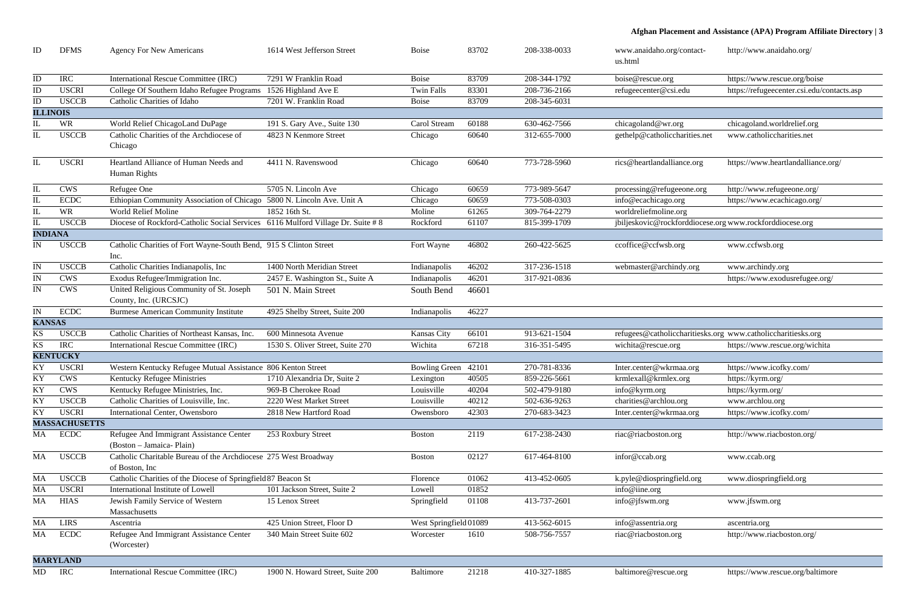| | | | | | | | | |
|---|---|---|---|---|---|---|---|---|
| ID | DFMS | Agency For New Americans | 1614 West Jefferson Street | Boise | 83702 | 208-338-0033 | www.anaidaho.org/contact-us.html | http://www.anaidaho.org/ |
| ID | IRC | International Rescue Committee (IRC) | 7291 W Franklin Road | Boise | 83709 | 208-344-1792 | boise@rescue.org | https://www.rescue.org/boise |
| ID | USCRI | College Of Southern Idaho Refugee Programs | 1526 Highland Ave E | Twin Falls | 83301 | 208-736-2166 | refugeecenter@csi.edu | https://refugeecenter.csi.edu/contacts.asp |
| ID | USCCB | Catholic Charities of Idaho | 7201 W. Franklin Road | Boise | 83709 | 208-345-6031 | | |
| **ILLINOIS** | | | | | | | | |
| IL | WR | World Relief ChicagoLand DuPage | 191 S. Gary Ave., Suite 130 | Carol Stream | 60188 | 630-462-7566 | chicagoland@wr.org | chicagoland.worldrelief.org |
| IL | USCCB | Catholic Charities of the Archdiocese of Chicago | 4823 N Kenmore Street | Chicago | 60640 | 312-655-7000 | gethelp@catholiccharities.net | www.catholiccharities.net |
| IL | USCRI | Heartland Alliance of Human Needs and Human Rights | 4411 N. Ravenswood | Chicago | 60640 | 773-728-5960 | rics@heartlandalliance.org | https://www.heartlandalliance.org/ |
| IL | CWS | Refugee One | 5705 N. Lincoln Ave | Chicago | 60659 | 773-989-5647 | processing@refugeeone.org | http://www.refugeeone.org/ |
| IL | ECDC | Ethiopian Community Association of Chicago | 5800 N. Lincoln Ave. Unit A | Chicago | 60659 | 773-508-0303 | info@ecachicago.org | https://www.ecachicago.org/ |
| IL | WR | World Relief Moline | 1852 16th St. | Moline | 61265 | 309-764-2279 | worldreliefmoline.org | |
| IL | USCCB | Diocese of Rockford-Catholic Social Services | 6116 Mulford Village Dr. Suite # 8 | Rockford | 61107 | 815-399-1709 | jbiljeskovic@rockforddiocese.org | www.rockforddiocese.org |
| **INDIANA** | | | | | | | | |
| IN | USCCB | Catholic Charities of Fort Wayne-South Bend, Inc. | 915 S Clinton Street | Fort Wayne | 46802 | 260-422-5625 | ccoffice@ccfwsb.org | www.ccfwsb.org |
| IN | USCCB | Catholic Charities Indianapolis, Inc | 1400 North Meridian Street | Indianapolis | 46202 | 317-236-1518 | webmaster@archindy.org | www.archindy.org |
| IN | CWS | Exodus Refugee/Immigration Inc. | 2457 E. Washington St., Suite A | Indianapolis | 46201 | 317-921-0836 | | https://www.exodusrefugee.org/ |
| IN | CWS | United Religious Community of St. Joseph County, Inc. (URCSJC) | 501 N. Main Street | South Bend | 46601 | | | |
| IN | ECDC | Burmese American Community Institute | 4925 Shelby Street, Suite 200 | Indianapolis | 46227 | | | |
| **KANSAS** | | | | | | | | |
| KS | USCCB | Catholic Charities of Northeast Kansas, Inc. | 600 Minnesota Avenue | Kansas City | 66101 | 913-621-1504 | refugees@catholiccharitiesks.org | www.catholiccharitiesks.org |
| KS | IRC | International Rescue Committee (IRC) | 1530 S. Oliver Street, Suite 270 | Wichita | 67218 | 316-351-5495 | wichita@rescue.org | https://www.rescue.org/wichita |
| **KENTUCKY** | | | | | | | | |
| KY | USCRI | Western Kentucky Refugee Mutual Assistance | 806 Kenton Street | Bowling Green | 42101 | 270-781-8336 | Inter.center@wkrmaa.org | https://www.icofky.com/ |
| KY | CWS | Kentucky Refugee Ministries | 1710 Alexandria Dr, Suite 2 | Lexington | 40505 | 859-226-5661 | krmlexall@krmlex.org | https://kyrm.org/ |
| KY | CWS | Kentucky Refugee Ministries, Inc. | 969-B Cherokee Road | Louisville | 40204 | 502-479-9180 | info@kyrm.org | https://kyrm.org/ |
| KY | USCCB | Catholic Charities of Louisville, Inc. | 2220 West Market Street | Louisville | 40212 | 502-636-9263 | charities@archlou.org | www.archlou.org |
| KY | USCRI | International Center, Owensboro | 2818 New Hartford Road | Owensboro | 42303 | 270-683-3423 | Inter.center@wkrmaa.org | https://www.icofky.com/ |
| **MASSACHUSETTS** | | | | | | | | |
| MA | ECDC | Refugee And Immigrant Assistance Center (Boston – Jamaica- Plain) | 253 Roxbury Street | Boston | 2119 | 617-238-2430 | riac@riacboston.org | http://www.riacboston.org/ |
| MA | USCCB | Catholic Charitable Bureau of the Archdiocese of Boston, Inc | 275 West Broadway | Boston | 02127 | 617-464-8100 | infor@ccab.org | www.ccab.org |
| MA | USCCB | Catholic Charities of the Diocese of Springfield | 87 Beacon St | Florence | 01062 | 413-452-0605 | k.pyle@diospringfield.org | www.diospringfield.org |
| MA | USCRI | International Institute of Lowell | 101 Jackson Street, Suite 2 | Lowell | 01852 | | info@iine.org | |
| MA | HIAS | Jewish Family Service of Western Massachusetts | 15 Lenox Street | Springfield | 01108 | 413-737-2601 | info@jfswm.org | www.jfswm.org |
| MA | LIRS | Ascentria | 425 Union Street, Floor D | West Springfield | 01089 | 413-562-6015 | info@assentria.org | ascentria.org |
| MA | ECDC | Refugee And Immigrant Assistance Center (Worcester) | 340 Main Street Suite 602 | Worcester | 1610 | 508-756-7557 | riac@riacboston.org | http://www.riacboston.org/ |
| **MARYLAND** | | | | | | | | |
| MD | IRC | International Rescue Committee (IRC) | 1900 N. Howard Street, Suite 200 | Baltimore | 21218 | 410-327-1885 | baltimore@rescue.org | https://www.rescue.org/baltimore |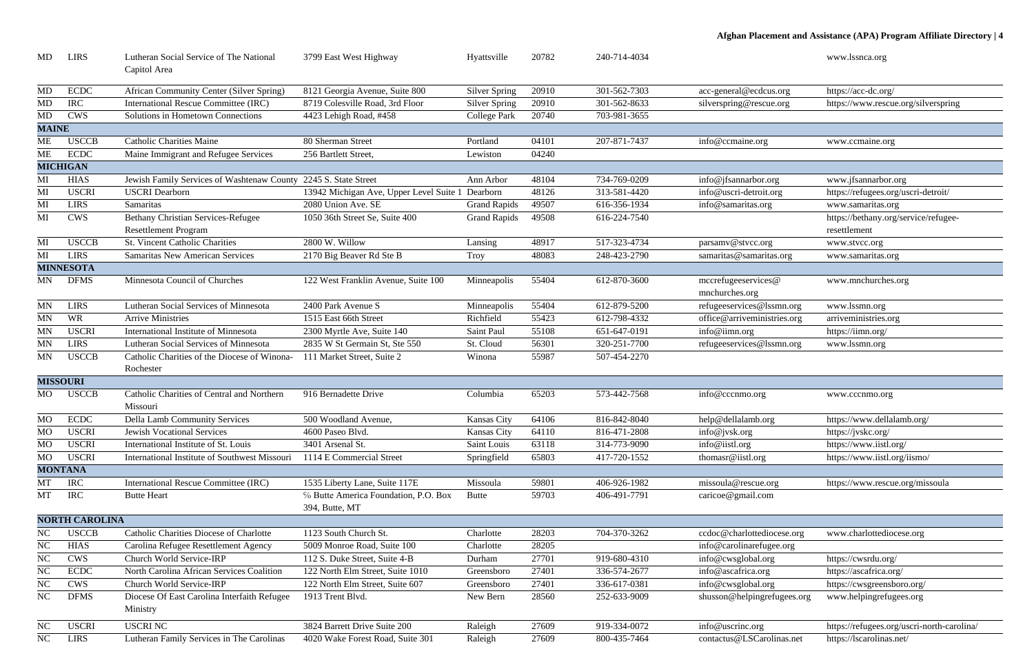| | | | | | | | | |
|---|---|---|---|---|---|---|---|---|
| MD | LIRS | Lutheran Social Service of The National Capitol Area | 3799 East West Highway | Hyattsville | 20782 | 240-714-4034 | | www.lssnca.org |
| MD | ECDC | African Community Center (Silver Spring) | 8121 Georgia Avenue, Suite 800 | Silver Spring | 20910 | 301-562-7303 | acc-general@ecdcus.org | https://acc-dc.org/ |
| MD | IRC | International Rescue Committee (IRC) | 8719 Colesville Road, 3rd Floor | Silver Spring | 20910 | 301-562-8633 | silverspring@rescue.org | https://www.rescue.org/silverspring |
| MD | CWS | Solutions in Hometown Connections | 4423 Lehigh Road, #458 | College Park | 20740 | 703-981-3655 | | |
| **MAINE** | | | | | | | | |
| ME | USCCB | Catholic Charities Maine | 80 Sherman Street | Portland | 04101 | 207-871-7437 | info@ccmaine.org | www.ccmaine.org |
| ME | ECDC | Maine Immigrant and Refugee Services | 256 Bartlett Street, | Lewiston | 04240 | | | |
| **MICHIGAN** | | | | | | | | |
| MI | HIAS | Jewish Family Services of Washtenaw County | 2245 S. State Street | Ann Arbor | 48104 | 734-769-0209 | info@jfsannarbor.org | www.jfsannarbor.org |
| MI | USCRI | USCRI Dearborn | 13942 Michigan Ave, Upper Level Suite 1 | Dearborn | 48126 | 313-581-4420 | info@uscri-detroit.org | https://refugees.org/uscri-detroit/ |
| MI | LIRS | Samaritas | 2080 Union Ave. SE | Grand Rapids | 49507 | 616-356-1934 | info@samaritas.org | www.samaritas.org |
| MI | CWS | Bethany Christian Services-Refugee Resettlement Program | 1050 36th Street Se, Suite 400 | Grand Rapids | 49508 | 616-224-7540 | | https://bethany.org/service/refugee-resettlement |
| MI | USCCB | St. Vincent Catholic Charities | 2800 W. Willow | Lansing | 48917 | 517-323-4734 | parsamv@stvcc.org | www.stvcc.org |
| MI | LIRS | Samaritas New American Services | 2170 Big Beaver Rd Ste B | Troy | 48083 | 248-423-2790 | samaritas@samaritas.org | www.samaritas.org |
| **MINNESOTA** | | | | | | | | |
| MN | DFMS | Minnesota Council of Churches | 122 West Franklin Avenue, Suite 100 | Minneapolis | 55404 | 612-870-3600 | mccrefugeeservices@mnchurches.org | www.mnchurches.org |
| MN | LIRS | Lutheran Social Services of Minnesota | 2400 Park Avenue S | Minneapolis | 55404 | 612-879-5200 | refugeeservices@lssmn.org | www.lssmn.org |
| MN | WR | Arrive Ministries | 1515 East 66th Street | Richfield | 55423 | 612-798-4332 | office@arriveministries.org | arriveministries.org |
| MN | USCRI | International Institute of Minnesota | 2300 Myrtle Ave, Suite 140 | Saint Paul | 55108 | 651-647-0191 | info@iimn.org | https://iimn.org/ |
| MN | LIRS | Lutheran Social Services of Minnesota | 2835 W St Germain St, Ste 550 | St. Cloud | 56301 | 320-251-7700 | refugeeservices@lssmn.org | www.lssmn.org |
| MN | USCCB | Catholic Charities of the Diocese of Winona-Rochester | 111 Market Street, Suite 2 | Winona | 55987 | 507-454-2270 | | |
| **MISSOURI** | | | | | | | | |
| MO | USCCB | Catholic Charities of Central and Northern Missouri | 916 Bernadette Drive | Columbia | 65203 | 573-442-7568 | info@cccnmo.org | www.cccnmo.org |
| MO | ECDC | Della Lamb Community Services | 500 Woodland Avenue, | Kansas City | 64106 | 816-842-8040 | help@dellalamb.org | https://www.dellalamb.org/ |
| MO | USCRI | Jewish Vocational Services | 4600 Paseo Blvd. | Kansas City | 64110 | 816-471-2808 | info@jvsk.org | https://jvskc.org/ |
| MO | USCRI | International Institute of St. Louis | 3401 Arsenal St. | Saint Louis | 63118 | 314-773-9090 | info@iistl.org | https://www.iistl.org/ |
| MO | USCRI | International Institute of Southwest Missouri | 1114 E Commercial Street | Springfield | 65803 | 417-720-1552 | thomasr@iistl.org | https://www.iistl.org/iismo/ |
| **MONTANA** | | | | | | | | |
| MT | IRC | International Rescue Committee (IRC) | 1535 Liberty Lane, Suite 117E | Missoula | 59801 | 406-926-1982 | missoula@rescue.org | https://www.rescue.org/missoula |
| MT | IRC | Butte Heart | ℅ Butte America Foundation, P.O. Box 394, Butte, MT | Butte | 59703 | 406-491-7791 | caricoe@gmail.com | |
| **NORTH CAROLINA** | | | | | | | | |
| NC | USCCB | Catholic Charities Diocese of Charlotte | 1123 South Church St. | Charlotte | 28203 | 704-370-3262 | ccdoc@charlottediocese.org | www.charlottediocese.org |
| NC | HIAS | Carolina Refugee Resettlement Agency | 5009 Monroe Road, Suite 100 | Charlotte | 28205 | | info@carolinarefugee.org | |
| NC | CWS | Church World Service-IRP | 112 S. Duke Street, Suite 4-B | Durham | 27701 | 919-680-4310 | info@cwsglobal.org | https://cwsrdu.org/ |
| NC | ECDC | North Carolina African Services Coalition | 122 North Elm Street, Suite 1010 | Greensboro | 27401 | 336-574-2677 | info@ascafrica.org | https://ascafrica.org/ |
| NC | CWS | Church World Service-IRP | 122 North Elm Street, Suite 607 | Greensboro | 27401 | 336-617-0381 | info@cwsglobal.org | https://cwsgreensboro.org/ |
| NC | DFMS | Diocese Of East Carolina Interfaith Refugee Ministry | 1913 Trent Blvd. | New Bern | 28560 | 252-633-9009 | shusson@helpingrefugees.org | www.helpingrefugees.org |
| NC | USCRI | USCRI NC | 3824 Barrett Drive Suite 200 | Raleigh | 27609 | 919-334-0072 | info@uscrinc.org | https://refugees.org/uscri-north-carolina/ |
| NC | LIRS | Lutheran Family Services in The Carolinas | 4020 Wake Forest Road, Suite 301 | Raleigh | 27609 | 800-435-7464 | contactus@LSCarolinas.net | https://lscarolinas.net/ |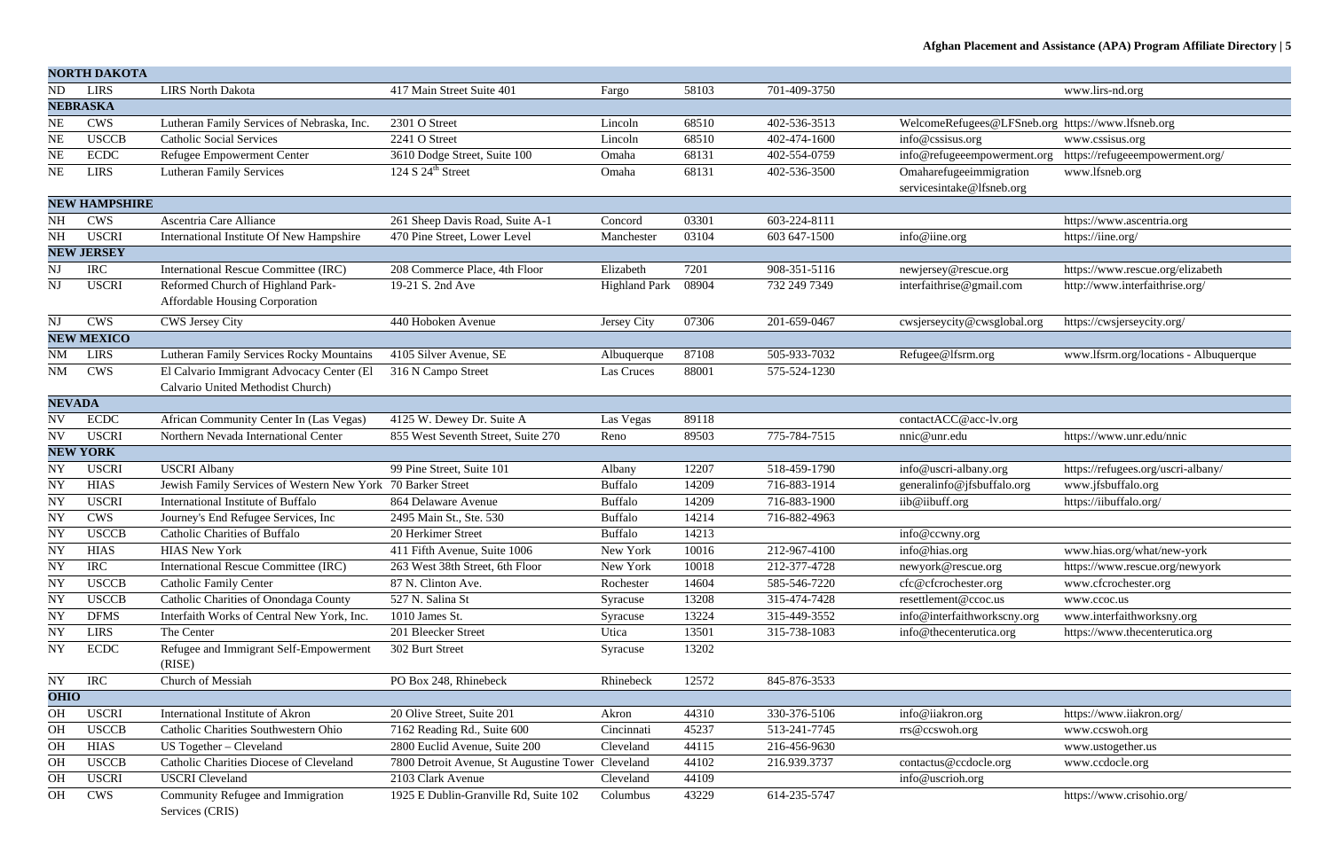| | | | | | | | | |
|---|---|---|---|---|---|---|---|---|
| **NORTH DAKOTA** | | | | | | | | |
| ND | LIRS | LIRS North Dakota | 417 Main Street Suite 401 | Fargo | 58103 | 701-409-3750 | | www.lirs-nd.org |
| **NEBRASKA** | | | | | | | | |
| NE | CWS | Lutheran Family Services of Nebraska, Inc. | 2301 O Street | Lincoln | 68510 | 402-536-3513 | WelcomeRefugees@LFSneb.org | https://www.lfsneb.org |
| NE | USCCB | Catholic Social Services | 2241 O Street | Lincoln | 68510 | 402-474-1600 | info@cssisus.org | www.cssisus.org |
| NE | ECDC | Refugee Empowerment Center | 3610 Dodge Street, Suite 100 | Omaha | 68131 | 402-554-0759 | info@refugeeempowerment.org | https://refugeeempowerment.org/ |
| NE | LIRS | Lutheran Family Services | 124 S 24th Street | Omaha | 68131 | 402-536-3500 | Omaharefugeeimmigration servicesintake@lfsneb.org | www.lfsneb.org |
| **NEW HAMPSHIRE** | | | | | | | | |
| NH | CWS | Ascentria Care Alliance | 261 Sheep Davis Road, Suite A-1 | Concord | 03301 | 603-224-8111 | | https://www.ascentria.org |
| NH | USCRI | International Institute Of New Hampshire | 470 Pine Street, Lower Level | Manchester | 03104 | 603 647-1500 | info@iine.org | https://iine.org/ |
| **NEW JERSEY** | | | | | | | | |
| NJ | IRC | International Rescue Committee (IRC) | 208 Commerce Place, 4th Floor | Elizabeth | 7201 | 908-351-5116 | newjersey@rescue.org | https://www.rescue.org/elizabeth |
| NJ | USCRI | Reformed Church of Highland Park-Affordable Housing Corporation | 19-21 S. 2nd Ave | Highland Park | 08904 | 732 249 7349 | interfaithrise@gmail.com | http://www.interfaithrise.org/ |
| NJ | CWS | CWS Jersey City | 440 Hoboken Avenue | Jersey City | 07306 | 201-659-0467 | cwsjerseycity@cwsglobal.org | https://cwsjerseycity.org/ |
| **NEW MEXICO** | | | | | | | | |
| NM | LIRS | Lutheran Family Services Rocky Mountains | 4105 Silver Avenue, SE | Albuquerque | 87108 | 505-933-7032 | Refugee@lfsrm.org | www.lfsrm.org/locations - Albuquerque |
| NM | CWS | El Calvario Immigrant Advocacy Center (El Calvario United Methodist Church) | 316 N Campo Street | Las Cruces | 88001 | 575-524-1230 | | |
| **NEVADA** | | | | | | | | |
| NV | ECDC | African Community Center In (Las Vegas) | 4125 W. Dewey Dr. Suite A | Las Vegas | 89118 | | contactACC@acc-lv.org | |
| NV | USCRI | Northern Nevada International Center | 855 West Seventh Street, Suite 270 | Reno | 89503 | 775-784-7515 | nnic@unr.edu | https://www.unr.edu/nnic |
| **NEW YORK** | | | | | | | | |
| NY | USCRI | USCRI Albany | 99 Pine Street, Suite 101 | Albany | 12207 | 518-459-1790 | info@uscri-albany.org | https://refugees.org/uscri-albany/ |
| NY | HIAS | Jewish Family Services of Western New York | 70 Barker Street | Buffalo | 14209 | 716-883-1914 | generalinfo@jfsbuffalo.org | www.jfsbuffalo.org |
| NY | USCRI | International Institute of Buffalo | 864 Delaware Avenue | Buffalo | 14209 | 716-883-1900 | iib@iibuff.org | https://iibuffalo.org/ |
| NY | CWS | Journey's End Refugee Services, Inc | 2495 Main St., Ste. 530 | Buffalo | 14214 | 716-882-4963 | | |
| NY | USCCB | Catholic Charities of Buffalo | 20 Herkimer Street | Buffalo | 14213 | | info@ccwny.org | |
| NY | HIAS | HIAS New York | 411 Fifth Avenue, Suite 1006 | New York | 10016 | 212-967-4100 | info@hias.org | www.hias.org/what/new-york |
| NY | IRC | International Rescue Committee (IRC) | 263 West 38th Street, 6th Floor | New York | 10018 | 212-377-4728 | newyork@rescue.org | https://www.rescue.org/newyork |
| NY | USCCB | Catholic Family Center | 87 N. Clinton Ave. | Rochester | 14604 | 585-546-7220 | cfc@cfcrochester.org | www.cfcrochester.org |
| NY | USCCB | Catholic Charities of Onondaga County | 527 N. Salina St | Syracuse | 13208 | 315-474-7428 | resettlement@ccoc.us | www.ccoc.us |
| NY | DFMS | Interfaith Works of Central New York, Inc. | 1010 James St. | Syracuse | 13224 | 315-449-3552 | info@interfaithworkscny.org | www.interfaithworksny.org |
| NY | LIRS | The Center | 201 Bleecker Street | Utica | 13501 | 315-738-1083 | info@thecenterutica.org | https://www.thecenterutica.org |
| NY | ECDC | Refugee and Immigrant Self-Empowerment (RISE) | 302 Burt Street | Syracuse | 13202 | | | |
| NY | IRC | Church of Messiah | PO Box 248, Rhinebeck | Rhinebeck | 12572 | 845-876-3533 | | |
| **OHIO** | | | | | | | | |
| OH | USCRI | International Institute of Akron | 20 Olive Street, Suite 201 | Akron | 44310 | 330-376-5106 | info@iiakron.org | https://www.iiakron.org/ |
| OH | USCCB | Catholic Charities Southwestern Ohio | 7162 Reading Rd., Suite 600 | Cincinnati | 45237 | 513-241-7745 | rrs@ccswoh.org | www.ccswoh.org |
| OH | HIAS | US Together – Cleveland | 2800 Euclid Avenue, Suite 200 | Cleveland | 44115 | 216-456-9630 | | www.ustogether.us |
| OH | USCCB | Catholic Charities Diocese of Cleveland | 7800 Detroit Avenue, St Augustine Tower | Cleveland | 44102 | 216.939.3737 | contactus@ccdocle.org | www.ccdocle.org |
| OH | USCRI | USCRI Cleveland | 2103 Clark Avenue | Cleveland | 44109 | | info@uscrioh.org | |
| OH | CWS | Community Refugee and Immigration Services (CRIS) | 1925 E Dublin-Granville Rd, Suite 102 | Columbus | 43229 | 614-235-5747 | | https://www.crisohio.org/ |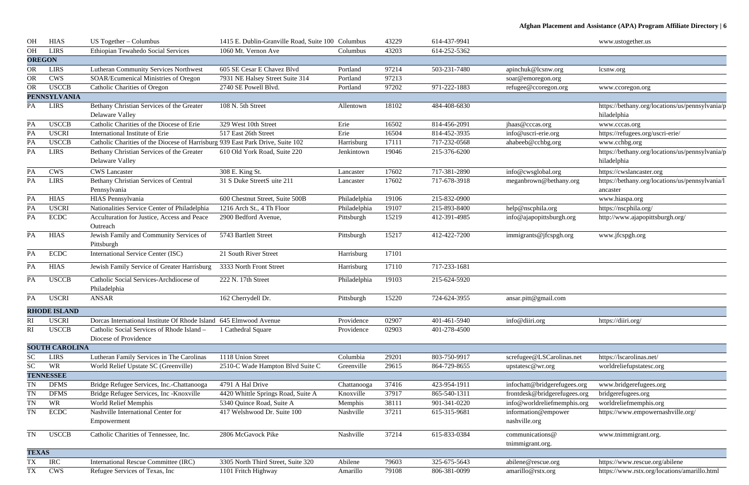| | | | | | | | | |
|---|---|---|---|---|---|---|---|---|
| OH | HIAS | US Together – Columbus | 1415 E. Dublin-Granville Road, Suite 100 | Columbus | 43229 | 614-437-9941 | | www.ustogether.us |
| OH | LIRS | Ethiopian Tewahedo Social Services | 1060 Mt. Vernon Ave | Columbus | 43203 | 614-252-5362 | | |
| **OREGON** | | | | | | | | |
| OR | LIRS | Lutheran Community Services Northwest | 605 SE Cesar E Chavez Blvd | Portland | 97214 | 503-231-7480 | apinchuk@lcsnw.org | lcsnw.org |
| OR | CWS | SOAR/Ecumenical Ministries of Oregon | 7931 NE Halsey Street Suite 314 | Portland | 97213 | | soar@emoregon.org | |
| OR | USCCB | Catholic Charities of Oregon | 2740 SE Powell Blvd. | Portland | 97202 | 971-222-1883 | refugee@ccoregon.org | www.ccoregon.org |
| **PENNSYLVANIA** | | | | | | | | |
| PA | LIRS | Bethany Christian Services of the Greater Delaware Valley | 108 N. 5th Street | Allentown | 18102 | 484-408-6830 | | https://bethany.org/locations/us/pennsylvania/philadelphia |
| PA | USCCB | Catholic Charities of the Diocese of Erie | 329 West 10th Street | Erie | 16502 | 814-456-2091 | jhaas@cccas.org | www.cccas.org |
| PA | USCRI | International Institute of Erie | 517 East 26th Street | Erie | 16504 | 814-452-3935 | info@uscri-erie.org | https://refugees.org/uscri-erie/ |
| PA | USCCB | Catholic Charities of the Diocese of Harrisburg | 939 East Park Drive, Suite 102 | Harrisburg | 17111 | 717-232-0568 | ahabeeb@cchbg.org | www.cchbg.org |
| PA | LIRS | Bethany Christian Services of the Greater Delaware Valley | 610 Old York Road, Suite 220 | Jenkintown | 19046 | 215-376-6200 | | https://bethany.org/locations/us/pennsylvania/philadelphia |
| PA | CWS | CWS Lancaster | 308 E. King St. | Lancaster | 17602 | 717-381-2890 | info@cwsglobal.org | https://cwslancaster.org |
| PA | LIRS | Bethany Christian Services of Central Pennsylvania | 31 S Duke StreetS uite 211 | Lancaster | 17602 | 717-678-3918 | meganbrown@bethany.org | https://bethany.org/locations/us/pennsylvania/lancaster |
| PA | HIAS | HIAS Pennsylvania | 600 Chestnut Street, Suite 500B | Philadelphia | 19106 | 215-832-0900 | | www.hiaspa.org |
| PA | USCRI | Nationalities Service Center of Philadelphia | 1216 Arch St., 4 Th Floor | Philadelphia | 19107 | 215-893-8400 | help@nscphila.org | https://nscphila.org/ |
| PA | ECDC | Acculturation for Justice, Access and Peace Outreach | 2900 Bedford Avenue, | Pittsburgh | 15219 | 412-391-4985 | info@ajapopittsburgh.org | http://www.ajapopittsburgh.org/ |
| PA | HIAS | Jewish Family and Community Services of Pittsburgh | 5743 Bartlett Street | Pittsburgh | 15217 | 412-422-7200 | immigrants@jfcspgh.org | www.jfcspgh.org |
| PA | ECDC | International Service Center (ISC) | 21 South River Street | Harrisburg | 17101 | | | |
| PA | HIAS | Jewish Family Service of Greater Harrisburg | 3333 North Front Street | Harrisburg | 17110 | 717-233-1681 | | |
| PA | USCCB | Catholic Social Services-Archdiocese of Philadelphia | 222 N. 17th Street | Philadelphia | 19103 | 215-624-5920 | | |
| PA | USCRI | ANSAR | 162 Cherrydell Dr. | Pittsburgh | 15220 | 724-624-3955 | ansar.pitt@gmail.com | |
| **RHODE ISLAND** | | | | | | | | |
| RI | USCRI | Dorcas International Institute Of Rhode Island | 645 Elmwood Avenue | Providence | 02907 | 401-461-5940 | info@diiri.org | https://diiri.org/ |
| RI | USCCB | Catholic Social Services of Rhode Island – Diocese of Providence | 1 Cathedral Square | Providence | 02903 | 401-278-4500 | | |
| **SOUTH CAROLINA** | | | | | | | | |
| SC | LIRS | Lutheran Family Services in The Carolinas | 1118 Union Street | Columbia | 29201 | 803-750-9917 | screfugee@LSCarolinas.net | https://lscarolinas.net/ |
| SC | WR | World Relief Upstate SC (Greenville) | 2510-C Wade Hampton Blvd Suite C | Greenville | 29615 | 864-729-8655 | upstatesc@wr.org | worldreliefupstatesc.org |
| **TENNESSEE** | | | | | | | | |
| TN | DFMS | Bridge Refugee Services, Inc.-Chattanooga | 4791 A Hal Drive | Chattanooga | 37416 | 423-954-1911 | infochatt@bridgerefugees.org | www.bridgerefugees.org |
| TN | DFMS | Bridge Refugee Services, Inc -Knoxville | 4420 Whittle Springs Road, Suite A | Knoxville | 37917 | 865-540-1311 | frontdesk@bridgerefugees.org | bridgerefugees.org |
| TN | WR | World Relief Memphis | 5340 Quince Road, Suite A | Memphis | 38111 | 901-341-0220 | info@worldreliefmemphis.org | worldreliefmemphis.org |
| TN | ECDC | Nashville International Center for Empowerment | 417 Welshwood Dr. Suite 100 | Nashville | 37211 | 615-315-9681 | information@empower nashville.org | https://www.empowernashville.org/ |
| TN | USCCB | Catholic Charities of Tennessee, Inc. | 2806 McGavock Pike | Nashville | 37214 | 615-833-0384 | communications@ tnimmigrant.org. | www.tnimmigrant.org. |
| **TEXAS** | | | | | | | | |
| TX | IRC | International Rescue Committee (IRC) | 3305 North Third Street, Suite 320 | Abilene | 79603 | 325-675-5643 | abilene@rescue.org | https://www.rescue.org/abilene |
| TX | CWS | Refugee Services of Texas, Inc | 1101 Fritch Highway | Amarillo | 79108 | 806-381-0099 | amarillo@rstx.org | https://www.rstx.org/locations/amarillo.html |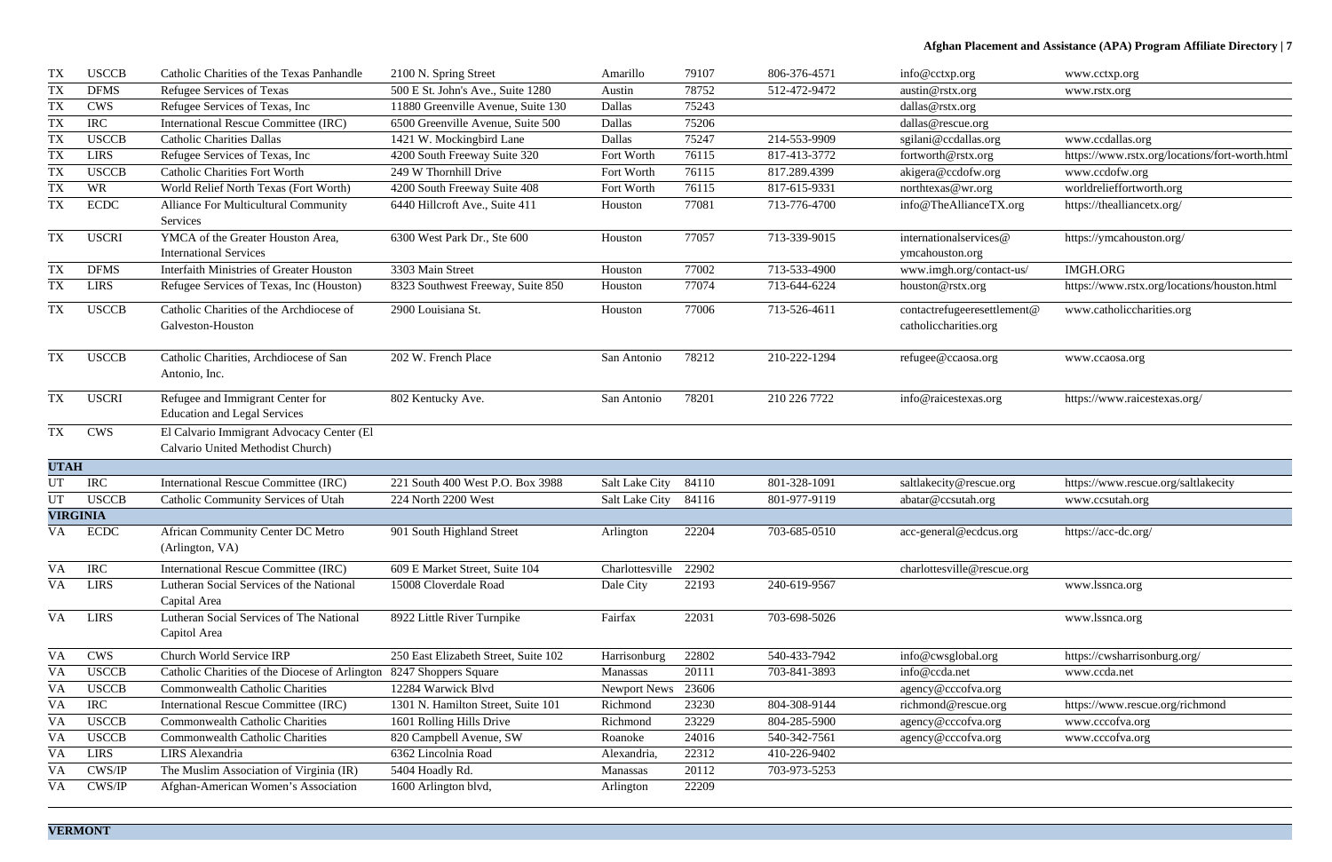| TX | USCCB | Catholic Charities of the Texas Panhandle | 2100 N. Spring Street | Amarillo | 79107 | 806-376-4571 | info@cctxp.org | www.cctxp.org |
|---|---|---|---|---|---|---|---|---|
| TX | DFMS | Refugee Services of Texas | 500 E St. John's Ave., Suite 1280 | Austin | 78752 | 512-472-9472 | austin@rstx.org | www.rstx.org |
| TX | CWS | Refugee Services of Texas, Inc | 11880 Greenville Avenue, Suite 130 | Dallas | 75243 | | dallas@rstx.org | |
| TX | IRC | International Rescue Committee (IRC) | 6500 Greenville Avenue, Suite 500 | Dallas | 75206 | | dallas@rescue.org | |
| TX | USCCB | Catholic Charities Dallas | 1421 W. Mockingbird Lane | Dallas | 75247 | 214-553-9909 | sgilani@ccdallas.org | www.ccdallas.org |
| TX | LIRS | Refugee Services of Texas, Inc | 4200 South Freeway Suite 320 | Fort Worth | 76115 | 817-413-3772 | fortworth@rstx.org | https://www.rstx.org/locations/fort-worth.html |
| TX | USCCB | Catholic Charities Fort Worth | 249 W Thornhill Drive | Fort Worth | 76115 | 817.289.4399 | akigera@ccdofw.org | www.ccdofw.org |
| TX | WR | World Relief North Texas (Fort Worth) | 4200 South Freeway Suite 408 | Fort Worth | 76115 | 817-615-9331 | northtexas@wr.org | worldrelieffortworth.org |
| TX | ECDC | Alliance For Multicultural Community Services | 6440 Hillcroft Ave., Suite 411 | Houston | 77081 | 713-776-4700 | info@TheAllianceTX.org | https://thealliancetx.org/ |
| TX | USCRI | YMCA of the Greater Houston Area, International Services | 6300 West Park Dr., Ste 600 | Houston | 77057 | 713-339-9015 | internationalservices@ ymcahouston.org | https://ymcahouston.org/ |
| TX | DFMS | Interfaith Ministries of Greater Houston | 3303 Main Street | Houston | 77002 | 713-533-4900 | www.imgh.org/contact-us/ | IMGH.ORG |
| TX | LIRS | Refugee Services of Texas, Inc (Houston) | 8323 Southwest Freeway, Suite 850 | Houston | 77074 | 713-644-6224 | houston@rstx.org | https://www.rstx.org/locations/houston.html |
| TX | USCCB | Catholic Charities of the Archdiocese of Galveston-Houston | 2900 Louisiana St. | Houston | 77006 | 713-526-4611 | contactrefugeeresettlement@ catholiccharities.org | www.catholiccharities.org |
| TX | USCCB | Catholic Charities, Archdiocese of San Antonio, Inc. | 202 W. French Place | San Antonio | 78212 | 210-222-1294 | refugee@ccaosa.org | www.ccaosa.org |
| TX | USCRI | Refugee and Immigrant Center for Education and Legal Services | 802 Kentucky Ave. | San Antonio | 78201 | 210 226 7722 | info@raicestexas.org | https://www.raicestexas.org/ |
| TX | CWS | El Calvario Immigrant Advocacy Center (El Calvario United Methodist Church) | | | | | | |
| **UTAH** | | | | | | | | |
| UT | IRC | International Rescue Committee (IRC) | 221 South 400 West P.O. Box 3988 | Salt Lake City | 84110 | 801-328-1091 | saltlakecity@rescue.org | https://www.rescue.org/saltlakecity |
| UT | USCCB | Catholic Community Services of Utah | 224 North 2200 West | Salt Lake City | 84116 | 801-977-9119 | abatar@ccsutah.org | www.ccsutah.org |
| **VIRGINIA** | | | | | | | | |
| VA | ECDC | African Community Center DC Metro (Arlington, VA) | 901 South Highland Street | Arlington | 22204 | 703-685-0510 | acc-general@ecdcus.org | https://acc-dc.org/ |
| VA | IRC | International Rescue Committee (IRC) | 609 E Market Street, Suite 104 | Charlottesville | 22902 | | charlottesville@rescue.org | |
| VA | LIRS | Lutheran Social Services of the National Capital Area | 15008 Cloverdale Road | Dale City | 22193 | 240-619-9567 | | www.lssnca.org |
| VA | LIRS | Lutheran Social Services of The National Capitol Area | 8922 Little River Turnpike | Fairfax | 22031 | 703-698-5026 | | www.lssnca.org |
| VA | CWS | Church World Service IRP | 250 East Elizabeth Street, Suite 102 | Harrisonburg | 22802 | 540-433-7942 | info@cwsglobal.org | https://cwsharrisonburg.org/ |
| VA | USCCB | Catholic Charities of the Diocese of Arlington | 8247 Shoppers Square | Manassas | 20111 | 703-841-3893 | info@ccda.net | www.ccda.net |
| VA | USCCB | Commonwealth Catholic Charities | 12284 Warwick Blvd | Newport News | 23606 | | agency@cccofva.org | |
| VA | IRC | International Rescue Committee (IRC) | 1301 N. Hamilton Street, Suite 101 | Richmond | 23230 | 804-308-9144 | richmond@rescue.org | https://www.rescue.org/richmond |
| VA | USCCB | Commonwealth Catholic Charities | 1601 Rolling Hills Drive | Richmond | 23229 | 804-285-5900 | agency@cccofva.org | www.cccofva.org |
| VA | USCCB | Commonwealth Catholic Charities | 820 Campbell Avenue, SW | Roanoke | 24016 | 540-342-7561 | agency@cccofva.org | www.cccofva.org |
| VA | LIRS | LIRS Alexandria | 6362 Lincolnia Road | Alexandria, | 22312 | 410-226-9402 | | |
| VA | CWS/IP | The Muslim Association of Virginia (IR) | 5404 Hoadly Rd. | Manassas | 20112 | 703-973-5253 | | |
| VA | CWS/IP | Afghan-American Women's Association | 1600 Arlington blvd, | Arlington | 22209 | | | |
| **VERMONT** | | | | | | | | |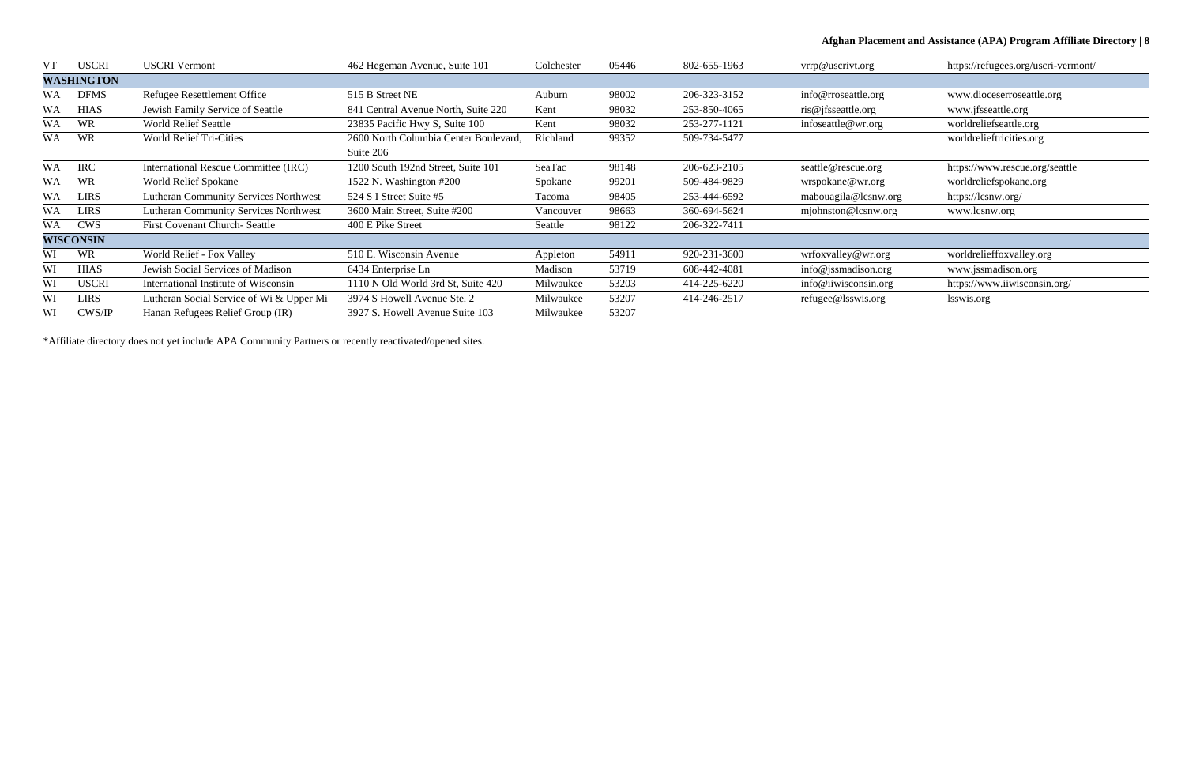| | | | | | | | | |
|---|---|---|---|---|---|---|---|---|
| VT | USCRI | USCRI Vermont | 462 Hegeman Avenue, Suite 101 | Colchester | 05446 | 802-655-1963 | vrrp@uscrivt.org | https://refugees.org/uscri-vermont/ |
| **WASHINGTON** | | | | | | | | |
| WA | DFMS | Refugee Resettlement Office | 515 B Street NE | Auburn | 98002 | 206-323-3152 | info@rroseattle.org | www.dioceserroseattle.org |
| WA | HIAS | Jewish Family Service of Seattle | 841 Central Avenue North, Suite 220 | Kent | 98032 | 253-850-4065 | ris@jfsseattle.org | www.jfsseattle.org |
| WA | WR | World Relief Seattle | 23835 Pacific Hwy S, Suite 100 | Kent | 98032 | 253-277-1121 | infoseattle@wr.org | worldreliefseattle.org |
| WA | WR | World Relief Tri-Cities | 2600 North Columbia Center Boulevard, Suite 206 | Richland | 99352 | 509-734-5477 | | worldrelieftricities.org |
| WA | IRC | International Rescue Committee (IRC) | 1200 South 192nd Street, Suite 101 | SeaTac | 98148 | 206-623-2105 | seattle@rescue.org | https://www.rescue.org/seattle |
| WA | WR | World Relief Spokane | 1522 N. Washington #200 | Spokane | 99201 | 509-484-9829 | wrspokane@wr.org | worldreliefspokane.org |
| WA | LIRS | Lutheran Community Services Northwest | 524 S I Street Suite #5 | Tacoma | 98405 | 253-444-6592 | mabouagila@lcsnw.org | https://lcsnw.org/ |
| WA | LIRS | Lutheran Community Services Northwest | 3600 Main Street, Suite #200 | Vancouver | 98663 | 360-694-5624 | mjohnston@lcsnw.org | www.lcsnw.org |
| WA | CWS | First Covenant Church- Seattle | 400 E Pike Street | Seattle | 98122 | 206-322-7411 | | |
| **WISCONSIN** | | | | | | | | |
| WI | WR | World Relief - Fox Valley | 510 E. Wisconsin Avenue | Appleton | 54911 | 920-231-3600 | wrfoxvalley@wr.org | worldrelieffoxvalley.org |
| WI | HIAS | Jewish Social Services of Madison | 6434 Enterprise Ln | Madison | 53719 | 608-442-4081 | info@jssmadison.org | www.jssmadison.org |
| WI | USCRI | International Institute of Wisconsin | 1110 N Old World 3rd St, Suite 420 | Milwaukee | 53203 | 414-225-6220 | info@iiwisconsin.org | https://www.iiwisconsin.org/ |
| WI | LIRS | Lutheran Social Service of Wi & Upper Mi | 3974 S Howell Avenue Ste. 2 | Milwaukee | 53207 | 414-246-2517 | refugee@lsswis.org | lsswis.org |
| WI | CWS/IP | Hanan Refugees Relief Group (IR) | 3927 S. Howell Avenue Suite 103 | Milwaukee | 53207 | | | |

*Affiliate directory does not yet include APA Community Partners or recently reactivated/opened sites.